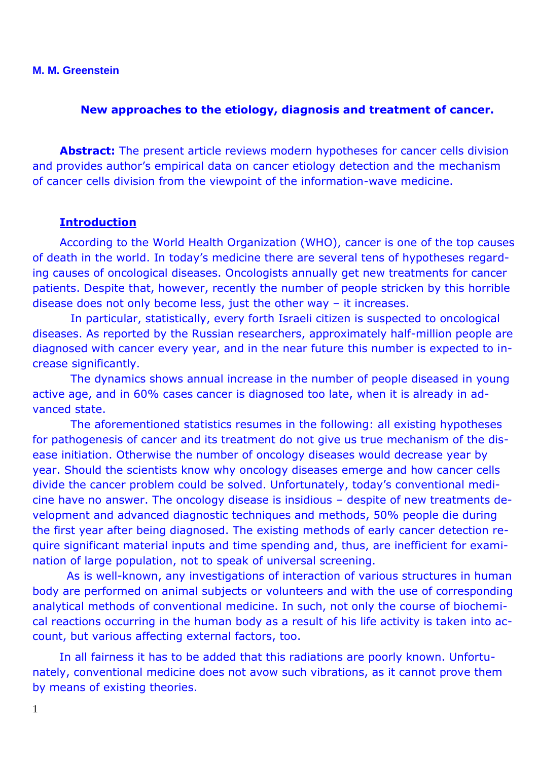**M. M. Greenstein**

# New approaches to the etiology, diagnosis and treatment of cancer.

**Abstract:** The present article reviews modern hypotheses for cancer cells division and provides author's empirical data on cancer etiology detection and the mechanism of cancer cells division from the viewpoint of the information-wave medicine.

## Introduction

According to the World Health Organization (WHO), cancer is one of the top causes of death in the world. In today's medicine there are several tens of hypotheses regarding causes of oncological diseases. Oncologists annually get new treatments for cancer patients. Despite that, however, recently the number of people stricken by this horrible disease does not only become less, just the other way – it increases.

In particular, statistically, every forth Israeli citizen is suspected to oncological diseases. As reported by the Russian researchers, approximately half-million people are diagnosed with cancer every year, and in the near future this number is expected to increase significantly.

The dynamics shows annual increase in the number of people diseased in young active age, and in 60% cases cancer is diagnosed too late, when it is already in advanced state.

The aforementioned statistics resumes in the following: all existing hypotheses for pathogenesis of cancer and its treatment do not give us true mechanism of the disease initiation. Otherwise the number of oncology diseases would decrease year by year. Should the scientists know why oncology diseases emerge and how cancer cells divide the cancer problem could be solved. Unfortunately, today's conventional medicine have no answer. The oncology disease is insidious – despite of new treatments development and advanced diagnostic techniques and methods, 50% people die during the first year after being diagnosed. The existing methods of early cancer detection require significant material inputs and time spending and, thus, are inefficient for examination of large population, not to speak of universal screening.

As is well-known, any investigations of interaction of various structures in human body are performed on animal subjects or volunteers and with the use of corresponding analytical methods of conventional medicine. In such, not only the course of biochemical reactions occurring in the human body as a result of his life activity is taken into account, but various affecting external factors, too.

In all fairness it has to be added that this radiations are poorly known. Unfortunately, conventional medicine does not avow such vibrations, as it cannot prove them by means of existing theories.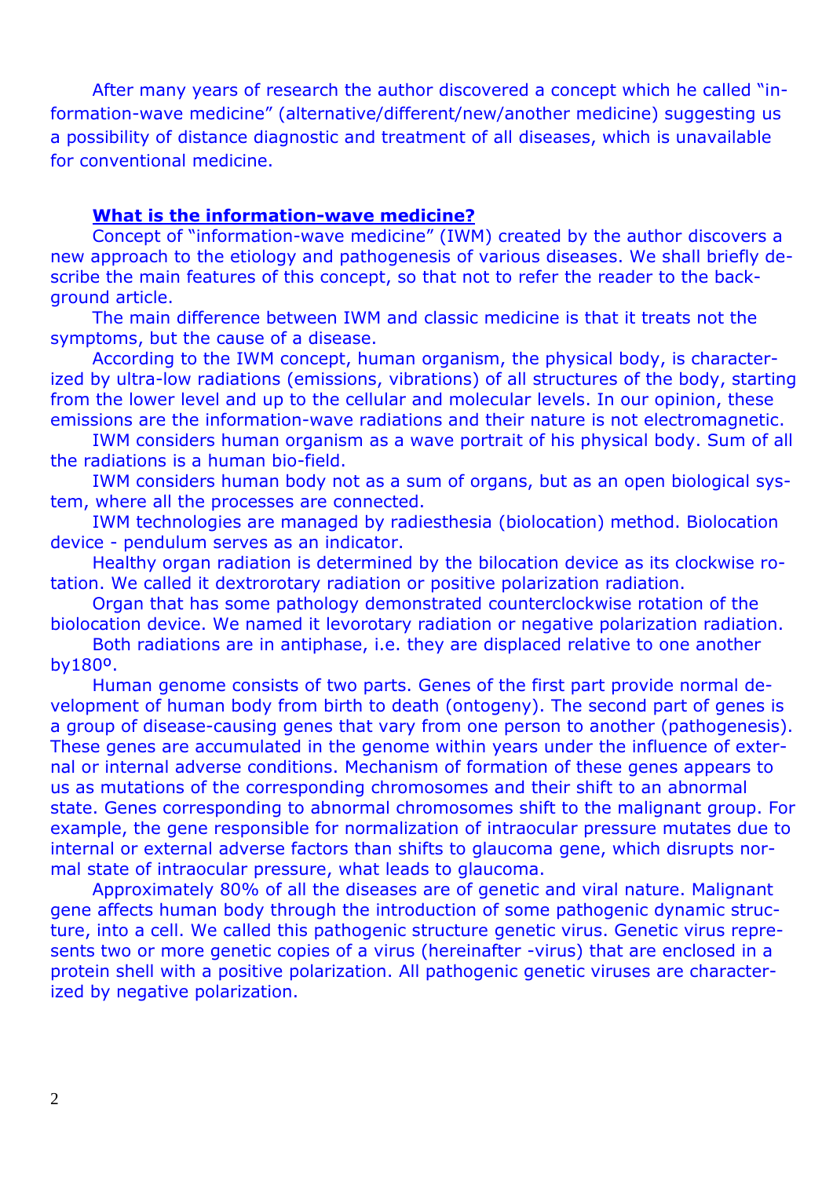After many years of research the author discovered a concept which he called "information-wave medicine" (alternative/different/new/another medicine) suggesting us a possibility of distance diagnostic and treatment of all diseases, which is unavailable for conventional medicine.

## What is the information-wave medicine?

Concept of "information-wave medicine" (IWM) created by the author discovers a new approach to the etiology and pathogenesis of various diseases. We shall briefly describe the main features of this concept, so that not to refer the reader to the background article.

The main difference between IWM and classic medicine is that it treats not the symptoms, but the cause of a disease.

According to the IWM concept, human organism, the physical body, is characterized by ultra-low radiations (emissions, vibrations) of all structures of the body, starting from the lower level and up to the cellular and molecular levels. In our opinion, these emissions are the information-wave radiations and their nature is not electromagnetic.

IWM considers human organism as a wave portrait of his physical body. Sum of all the radiations is a human bio-field.

IWM considers human body not as a sum of organs, but as an open biological system, where all the processes are connected.

IWM technologies are managed by radiesthesia (biolocation) method. Biolocation device - pendulum serves as an indicator.

Healthy organ radiation is determined by the bilocation device as its clockwise rotation. We called it dextrorotary radiation or positive polarization radiation.

Organ that has some pathology demonstrated counterclockwise rotation of the biolocation device. We named it levorotary radiation or negative polarization radiation.

Both radiations are in antiphase, i.e. they are displaced relative to one another by180º.

Human genome consists of two parts. Genes of the first part provide normal development of human body from birth to death (ontogeny). The second part of genes is a group of disease-causing genes that vary from one person to another (pathogenesis). These genes are accumulated in the genome within years under the influence of external or internal adverse conditions. Mechanism of formation of these genes appears to us as mutations of the corresponding chromosomes and their shift to an abnormal state. Genes corresponding to abnormal chromosomes shift to the malignant group. For example, the gene responsible for normalization of intraocular pressure mutates due to internal or external adverse factors than shifts to glaucoma gene, which disrupts normal state of intraocular pressure, what leads to glaucoma.

Approximately 80% of all the diseases are of genetic and viral nature. Malignant gene affects human body through the introduction of some pathogenic dynamic structure, into a cell. We called this pathogenic structure genetic virus. Genetic virus represents two or more genetic copies of a virus (hereinafter -virus) that are enclosed in a protein shell with a positive polarization. All pathogenic genetic viruses are characterized by negative polarization.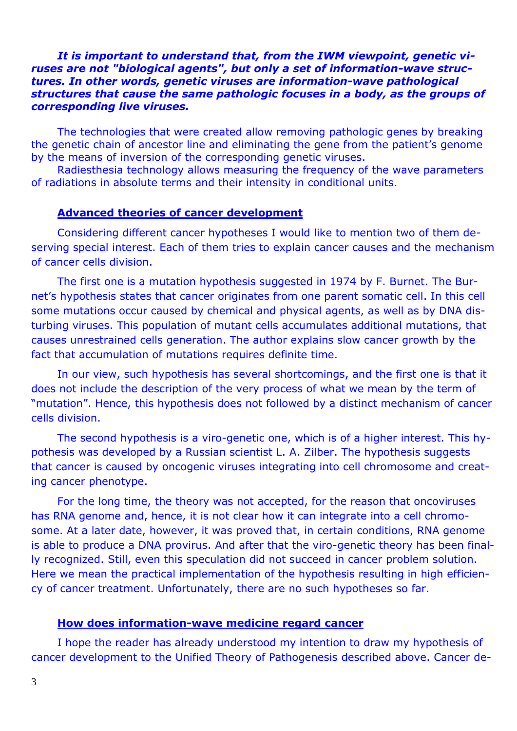***It is important to understand that, from the IWM viewpoint, genetic viruses are not "biological agents", but only a set of information-wave structures. In other words, genetic viruses are information-wave pathological structures that cause the same pathologic focuses in a body, as the groups of corresponding live viruses.***

The technologies that were created allow removing pathologic genes by breaking the genetic chain of ancestor line and eliminating the gene from the patient's genome by the means of inversion of the corresponding genetic viruses.

Radiesthesia technology allows measuring the frequency of the wave parameters of radiations in absolute terms and their intensity in conditional units.

## Advanced theories of cancer development

Considering different cancer hypotheses I would like to mention two of them deserving special interest. Each of them tries to explain cancer causes and the mechanism of cancer cells division.

The first one is a mutation hypothesis suggested in 1974 by F. Burnet. The Burnet's hypothesis states that cancer originates from one parent somatic cell. In this cell some mutations occur caused by chemical and physical agents, as well as by DNA disturbing viruses. This population of mutant cells accumulates additional mutations, that causes unrestrained cells generation. The author explains slow cancer growth by the fact that accumulation of mutations requires definite time.

In our view, such hypothesis has several shortcomings, and the first one is that it does not include the description of the very process of what we mean by the term of "mutation". Hence, this hypothesis does not followed by a distinct mechanism of cancer cells division.

The second hypothesis is a viro-genetic one, which is of a higher interest. This hypothesis was developed by a Russian scientist L. A. Zilber. The hypothesis suggests that cancer is caused by oncogenic viruses integrating into cell chromosome and creating cancer phenotype.

For the long time, the theory was not accepted, for the reason that oncoviruses has RNA genome and, hence, it is not clear how it can integrate into a cell chromosome. At a later date, however, it was proved that, in certain conditions, RNA genome is able to produce a DNA provirus. And after that the viro-genetic theory has been finally recognized. Still, even this speculation did not succeed in cancer problem solution. Here we mean the practical implementation of the hypothesis resulting in high efficiency of cancer treatment. Unfortunately, there are no such hypotheses so far.

## How does information-wave medicine regard cancer

I hope the reader has already understood my intention to draw my hypothesis of cancer development to the Unified Theory of Pathogenesis described above. Cancer de-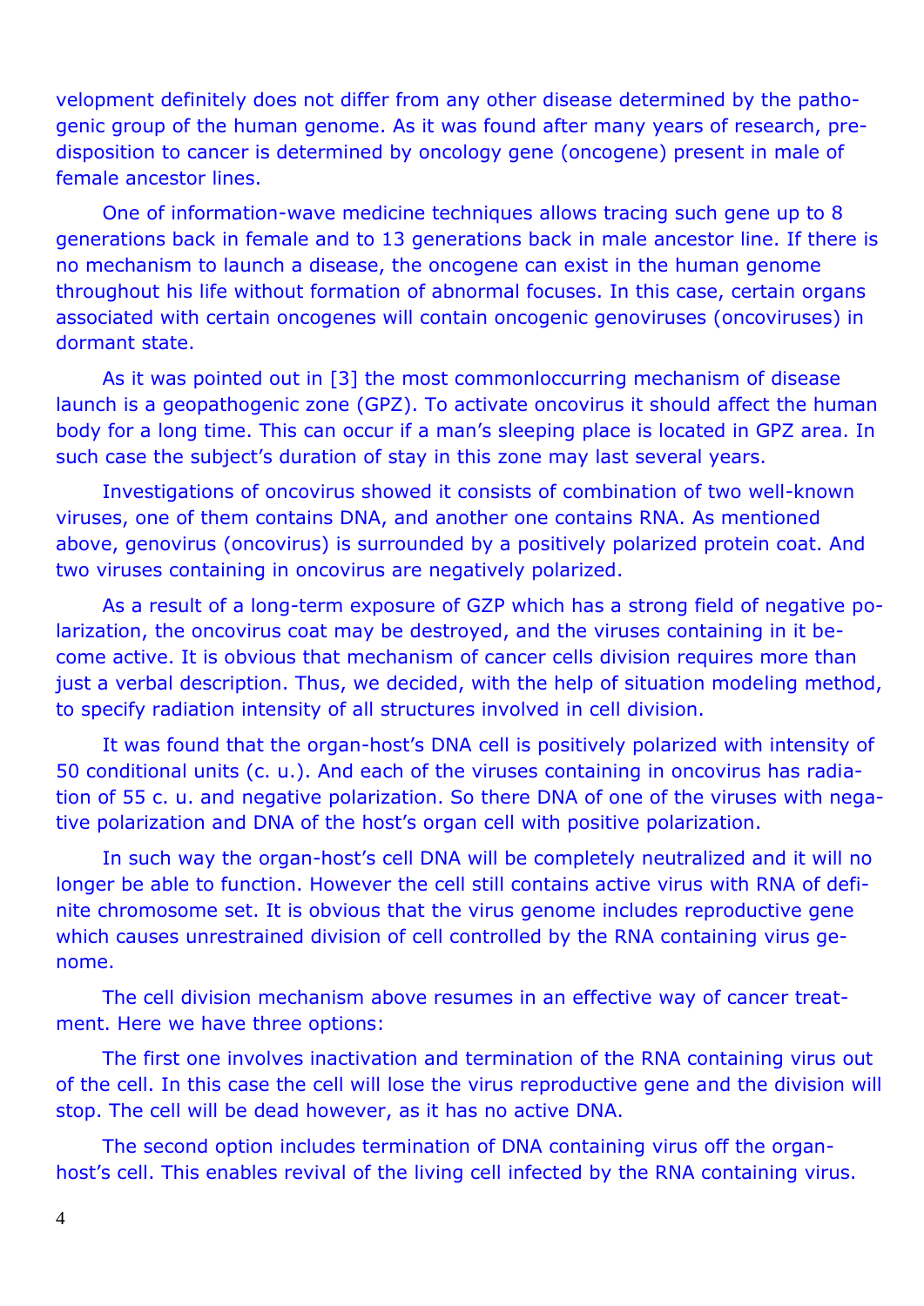velopment definitely does not differ from any other disease determined by the pathogenic group of the human genome. As it was found after many years of research, predisposition to cancer is determined by oncology gene (oncogene) present in male of female ancestor lines.

One of information-wave medicine techniques allows tracing such gene up to 8 generations back in female and to 13 generations back in male ancestor line. If there is no mechanism to launch a disease, the oncogene can exist in the human genome throughout his life without formation of abnormal focuses. In this case, certain organs associated with certain oncogenes will contain oncogenic genoviruses (oncoviruses) in dormant state.

As it was pointed out in [3] the most commonloccurring mechanism of disease launch is a geopathogenic zone (GPZ). To activate oncovirus it should affect the human body for a long time. This can occur if a man's sleeping place is located in GPZ area. In such case the subject's duration of stay in this zone may last several years.

Investigations of oncovirus showed it consists of combination of two well-known viruses, one of them contains DNA, and another one contains RNA. As mentioned above, genovirus (oncovirus) is surrounded by a positively polarized protein coat. And two viruses containing in oncovirus are negatively polarized.

As a result of a long-term exposure of GZP which has a strong field of negative polarization, the oncovirus coat may be destroyed, and the viruses containing in it become active. It is obvious that mechanism of cancer cells division requires more than just a verbal description. Thus, we decided, with the help of situation modeling method, to specify radiation intensity of all structures involved in cell division.

It was found that the organ-host's DNA cell is positively polarized with intensity of 50 conditional units (c. u.). And each of the viruses containing in oncovirus has radiation of 55 c. u. and negative polarization. So there DNA of one of the viruses with negative polarization and DNA of the host's organ cell with positive polarization.

In such way the organ-host's cell DNA will be completely neutralized and it will no longer be able to function. However the cell still contains active virus with RNA of definite chromosome set. It is obvious that the virus genome includes reproductive gene which causes unrestrained division of cell controlled by the RNA containing virus genome.

The cell division mechanism above resumes in an effective way of cancer treatment. Here we have three options:

The first one involves inactivation and termination of the RNA containing virus out of the cell. In this case the cell will lose the virus reproductive gene and the division will stop. The cell will be dead however, as it has no active DNA.

The second option includes termination of DNA containing virus off the organ-host's cell. This enables revival of the living cell infected by the RNA containing virus.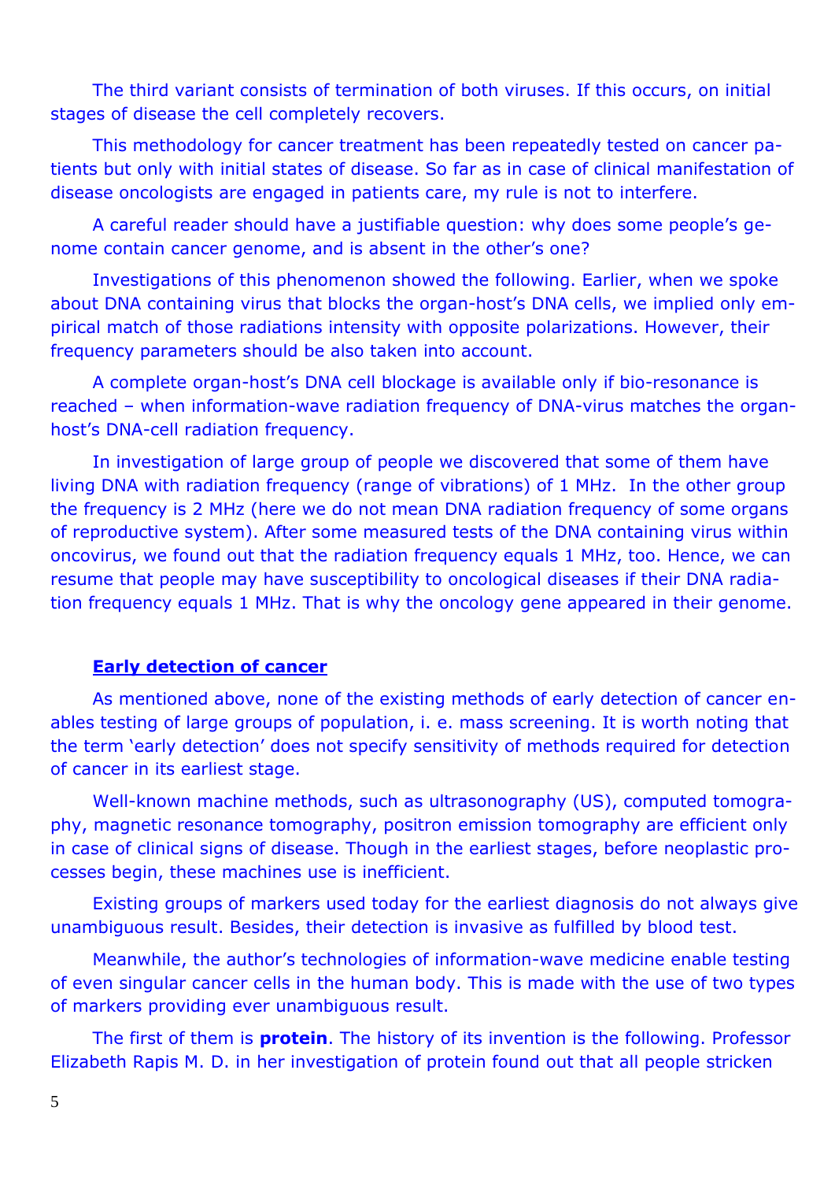The third variant consists of termination of both viruses. If this occurs, on initial stages of disease the cell completely recovers.

This methodology for cancer treatment has been repeatedly tested on cancer patients but only with initial states of disease. So far as in case of clinical manifestation of disease oncologists are engaged in patients care, my rule is not to interfere.

A careful reader should have a justifiable question: why does some people's genome contain cancer genome, and is absent in the other's one?

Investigations of this phenomenon showed the following. Earlier, when we spoke about DNA containing virus that blocks the organ-host's DNA cells, we implied only empirical match of those radiations intensity with opposite polarizations. However, their frequency parameters should be also taken into account.

A complete organ-host's DNA cell blockage is available only if bio-resonance is reached – when information-wave radiation frequency of DNA-virus matches the organ-host's DNA-cell radiation frequency.

In investigation of large group of people we discovered that some of them have living DNA with radiation frequency (range of vibrations) of 1 MHz.  In the other group the frequency is 2 MHz (here we do not mean DNA radiation frequency of some organs of reproductive system). After some measured tests of the DNA containing virus within oncovirus, we found out that the radiation frequency equals 1 MHz, too. Hence, we can resume that people may have susceptibility to oncological diseases if their DNA radiation frequency equals 1 MHz. That is why the oncology gene appeared in their genome.

## Early detection of cancer

As mentioned above, none of the existing methods of early detection of cancer enables testing of large groups of population, i. e. mass screening. It is worth noting that the term 'early detection' does not specify sensitivity of methods required for detection of cancer in its earliest stage.

Well-known machine methods, such as ultrasonography (US), computed tomography, magnetic resonance tomography, positron emission tomography are efficient only in case of clinical signs of disease. Though in the earliest stages, before neoplastic processes begin, these machines use is inefficient.

Existing groups of markers used today for the earliest diagnosis do not always give unambiguous result. Besides, their detection is invasive as fulfilled by blood test.

Meanwhile, the author's technologies of information-wave medicine enable testing of even singular cancer cells in the human body. This is made with the use of two types of markers providing ever unambiguous result.

The first of them is **protein**. The history of its invention is the following. Professor Elizabeth Rapis M. D. in her investigation of protein found out that all people stricken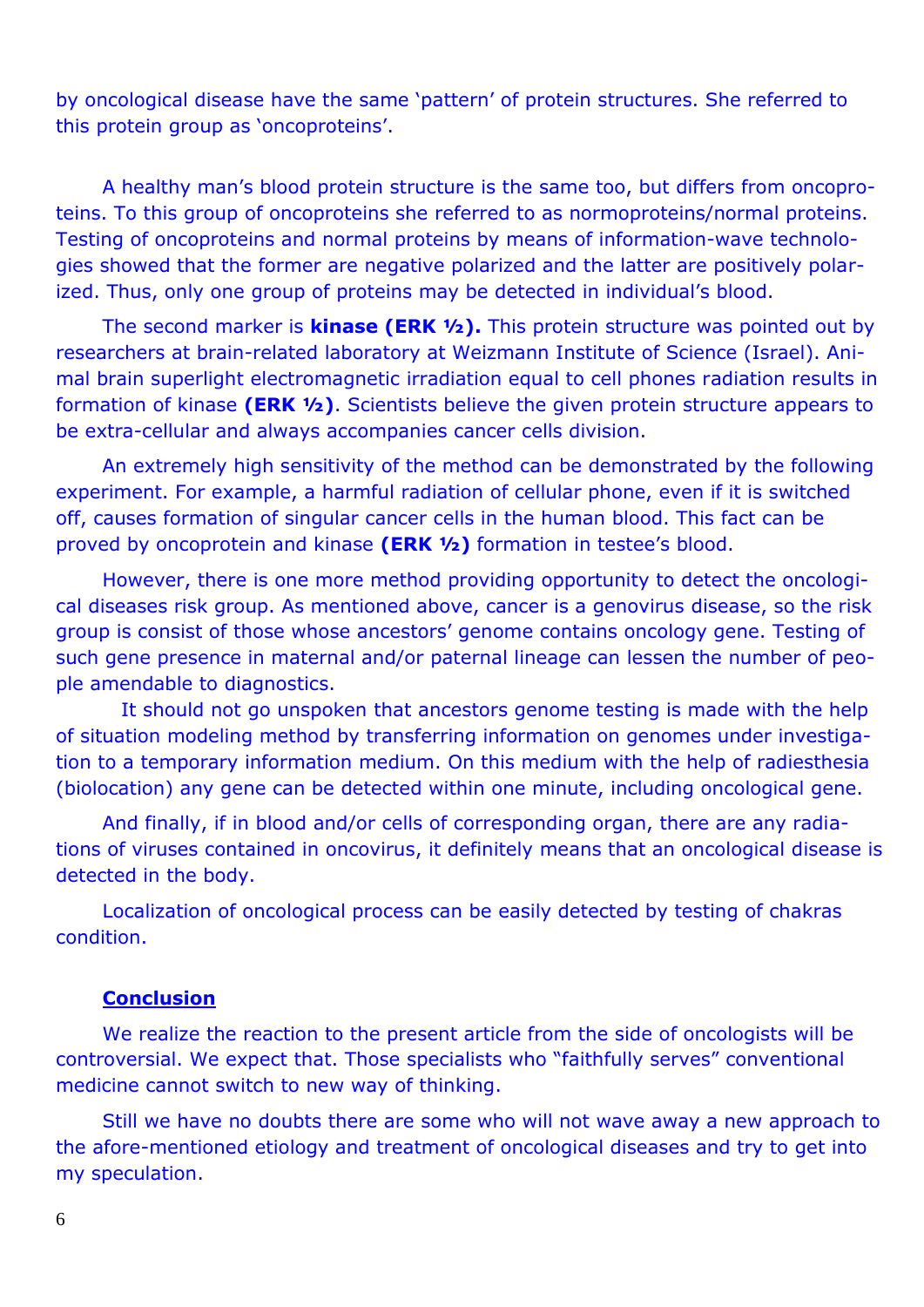by oncological disease have the same 'pattern' of protein structures. She referred to this protein group as 'oncoproteins'.

A healthy man's blood protein structure is the same too, but differs from oncoproteins. To this group of oncoproteins she referred to as normoproteins/normal proteins. Testing of oncoproteins and normal proteins by means of information-wave technologies showed that the former are negative polarized and the latter are positively polarized. Thus, only one group of proteins may be detected in individual's blood.

The second marker is **kinase (ERK ½).** This protein structure was pointed out by researchers at brain-related laboratory at Weizmann Institute of Science (Israel). Animal brain superlight electromagnetic irradiation equal to cell phones radiation results in formation of kinase **(ERK ½)**. Scientists believe the given protein structure appears to be extra-cellular and always accompanies cancer cells division.

An extremely high sensitivity of the method can be demonstrated by the following experiment. For example, a harmful radiation of cellular phone, even if it is switched off, causes formation of singular cancer cells in the human blood. This fact can be proved by oncoprotein and kinase **(ERK ½)** formation in testee's blood.

However, there is one more method providing opportunity to detect the oncological diseases risk group. As mentioned above, cancer is a genovirus disease, so the risk group is consist of those whose ancestors' genome contains oncology gene. Testing of such gene presence in maternal and/or paternal lineage can lessen the number of people amendable to diagnostics.

It should not go unspoken that ancestors genome testing is made with the help of situation modeling method by transferring information on genomes under investigation to a temporary information medium. On this medium with the help of radiesthesia (biolocation) any gene can be detected within one minute, including oncological gene.

And finally, if in blood and/or cells of corresponding organ, there are any radiations of viruses contained in oncovirus, it definitely means that an oncological disease is detected in the body.

Localization of oncological process can be easily detected by testing of chakras condition.

## Conclusion

We realize the reaction to the present article from the side of oncologists will be controversial. We expect that. Those specialists who "faithfully serves" conventional medicine cannot switch to new way of thinking.

Still we have no doubts there are some who will not wave away a new approach to the afore-mentioned etiology and treatment of oncological diseases and try to get into my speculation.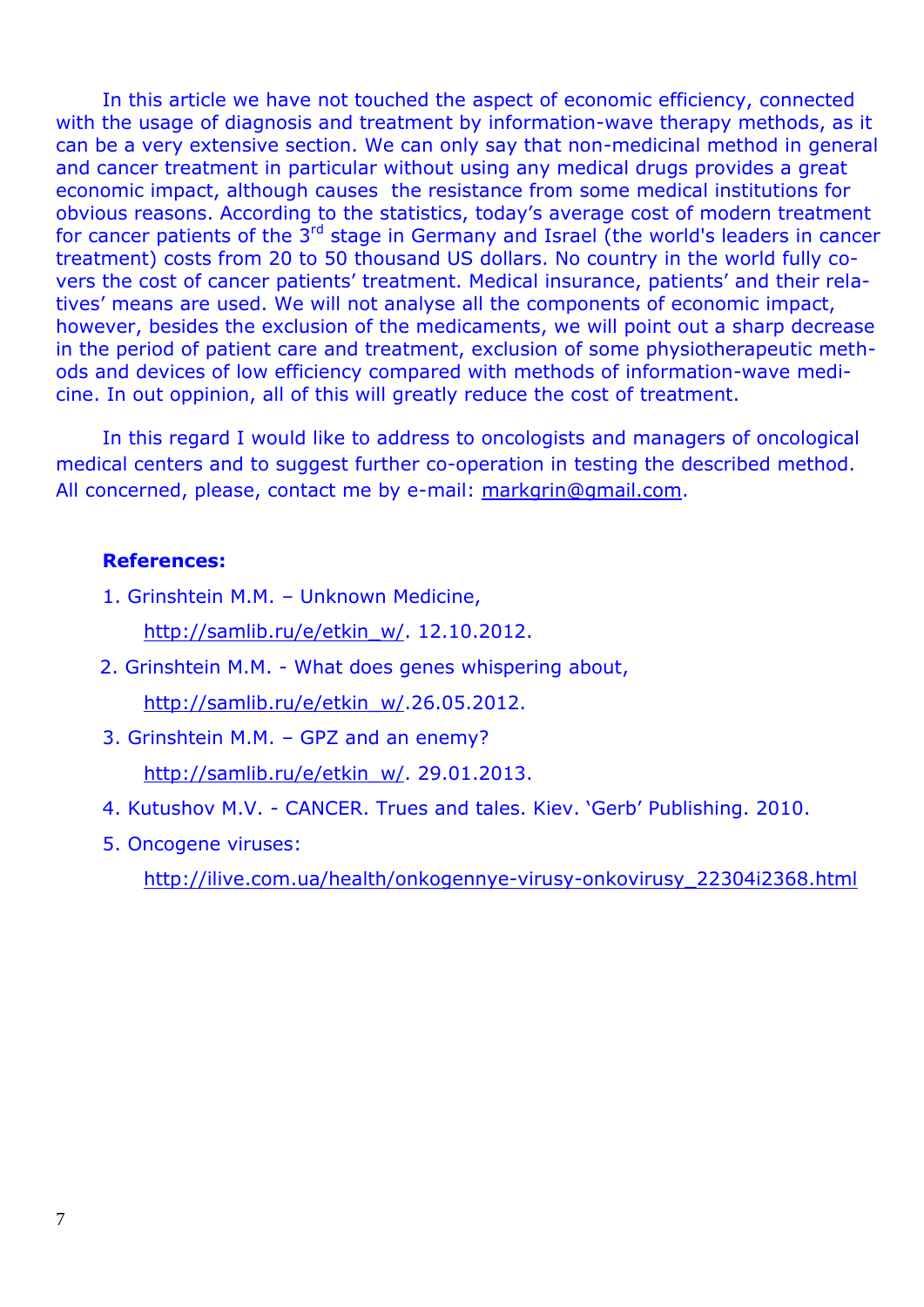In this article we have not touched the aspect of economic efficiency, connected with the usage of diagnosis and treatment by information-wave therapy methods, as it can be a very extensive section. We can only say that non-medicinal method in general and cancer treatment in particular without using any medical drugs provides a great economic impact, although causes the resistance from some medical institutions for obvious reasons. According to the statistics, today's average cost of modern treatment for cancer patients of the 3rd stage in Germany and Israel (the world's leaders in cancer treatment) costs from 20 to 50 thousand US dollars. No country in the world fully covers the cost of cancer patients' treatment. Medical insurance, patients' and their relatives' means are used. We will not analyse all the components of economic impact, however, besides the exclusion of the medicaments, we will point out a sharp decrease in the period of patient care and treatment, exclusion of some physiotherapeutic methods and devices of low efficiency compared with methods of information-wave medicine. In out oppinion, all of this will greatly reduce the cost of treatment.

In this regard I would like to address to oncologists and managers of oncological medical centers and to suggest further co-operation in testing the described method. All concerned, please, contact me by e-mail: markgrin@gmail.com.

**References:**

1. Grinshtein M.M. – Unknown Medicine, http://samlib.ru/e/etkin_w/. 12.10.2012.
2. Grinshtein M.M. - What does genes whispering about, http://samlib.ru/e/etkin_w/.26.05.2012.
3. Grinshtein M.M. – GPZ and an enemy? http://samlib.ru/e/etkin_w/. 29.01.2013.
4. Kutushov M.V. - CANCER. Trues and tales. Kiev. 'Gerb' Publishing. 2010.
5. Oncogene viruses: http://ilive.com.ua/health/onkogennye-virusy-onkovirusy_22304i2368.html